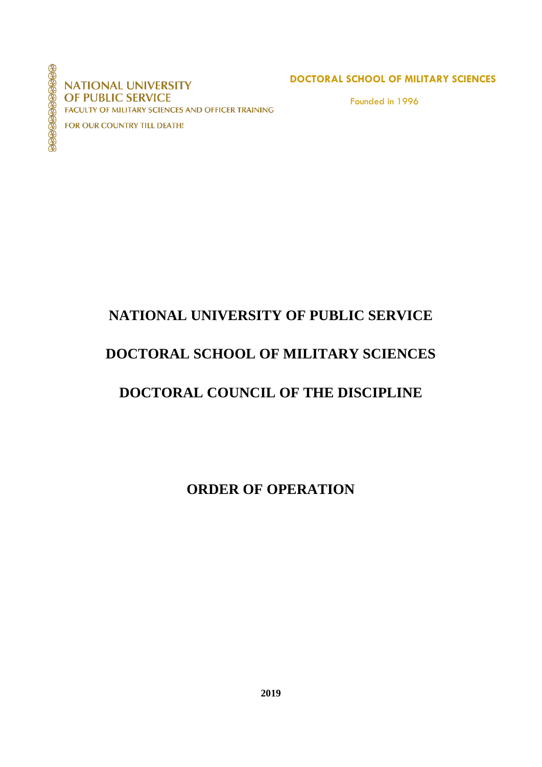NATIONAL UNIVERSITY
OF PUBLIC SERVICE
FACULTY OF MILITARY SCIENCES AND OFFICER TRAINING

FOR OUR COUNTRY TILL DEATH!

**DOCTORAL SCHOOL OF MILITARY SCIENCES**

Founded in 1996

# NATIONAL UNIVERSITY OF PUBLIC SERVICE

# DOCTORAL SCHOOL OF MILITARY SCIENCES

# DOCTORAL COUNCIL OF THE DISCIPLINE

# ORDER OF OPERATION

**2019**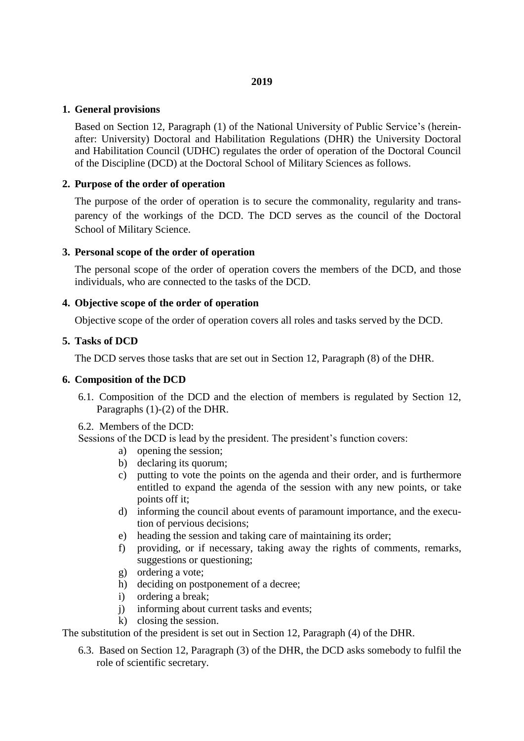**2019**

## 1. General provisions

Based on Section 12, Paragraph (1) of the National University of Public Service's (hereinafter: University) Doctoral and Habilitation Regulations (DHR) the University Doctoral and Habilitation Council (UDHC) regulates the order of operation of the Doctoral Council of the Discipline (DCD) at the Doctoral School of Military Sciences as follows.

## 2. Purpose of the order of operation

The purpose of the order of operation is to secure the commonality, regularity and transparency of the workings of the DCD. The DCD serves as the council of the Doctoral School of Military Science.

## 3. Personal scope of the order of operation

The personal scope of the order of operation covers the members of the DCD, and those individuals, who are connected to the tasks of the DCD.

## 4. Objective scope of the order of operation

Objective scope of the order of operation covers all roles and tasks served by the DCD.

## 5. Tasks of DCD

The DCD serves those tasks that are set out in Section 12, Paragraph (8) of the DHR.

## 6. Composition of the DCD

6.1. Composition of the DCD and the election of members is regulated by Section 12, Paragraphs (1)-(2) of the DHR.

6.2. Members of the DCD:

Sessions of the DCD is lead by the president. The president's function covers:

a) opening the session;
b) declaring its quorum;
c) putting to vote the points on the agenda and their order, and is furthermore entitled to expand the agenda of the session with any new points, or take points off it;
d) informing the council about events of paramount importance, and the execution of pervious decisions;
e) heading the session and taking care of maintaining its order;
f) providing, or if necessary, taking away the rights of comments, remarks, suggestions or questioning;
g) ordering a vote;
h) deciding on postponement of a decree;
i) ordering a break;
j) informing about current tasks and events;
k) closing the session.

The substitution of the president is set out in Section 12, Paragraph (4) of the DHR.

6.3. Based on Section 12, Paragraph (3) of the DHR, the DCD asks somebody to fulfil the role of scientific secretary.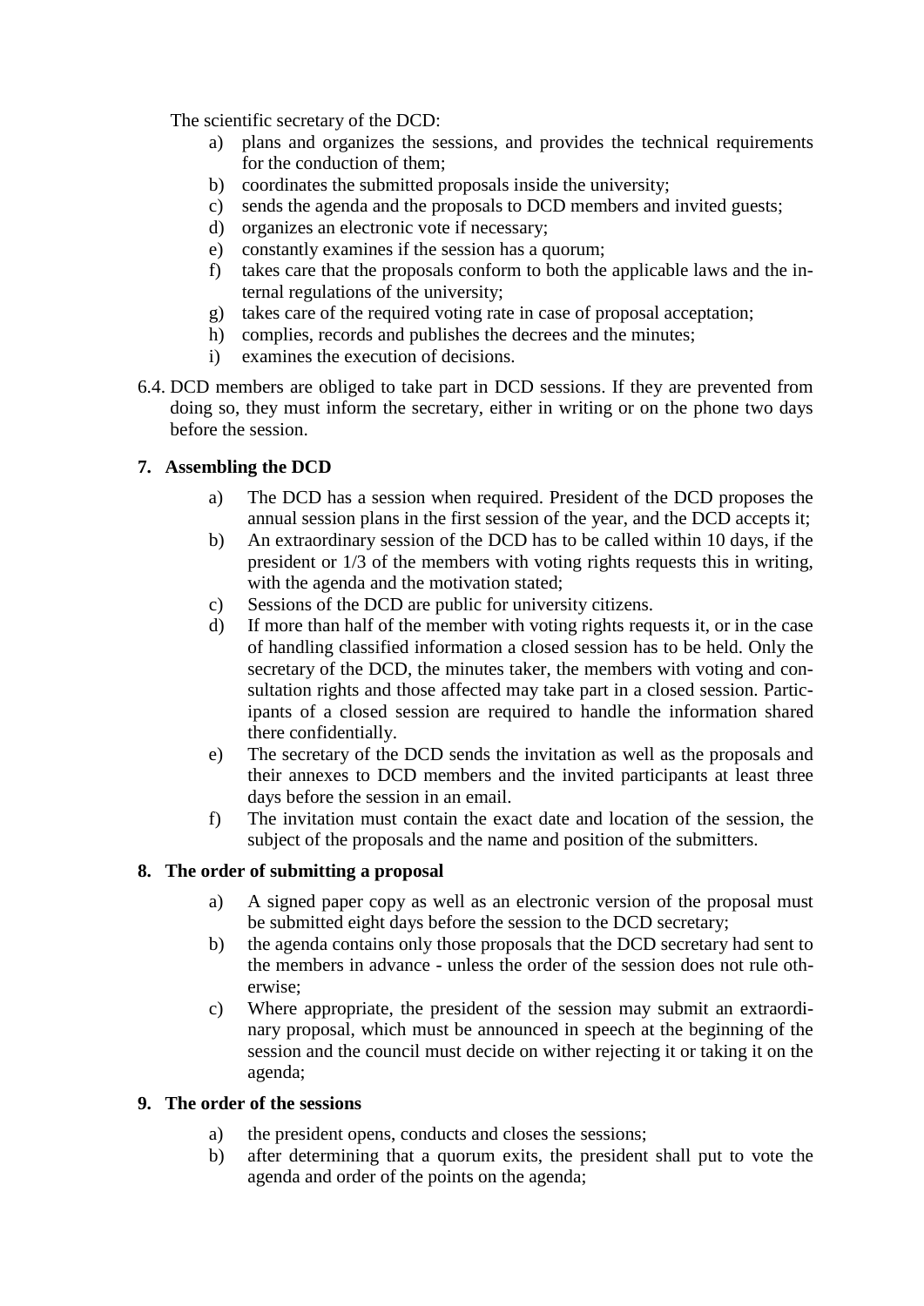The scientific secretary of the DCD:

a) plans and organizes the sessions, and provides the technical requirements for the conduction of them;
b) coordinates the submitted proposals inside the university;
c) sends the agenda and the proposals to DCD members and invited guests;
d) organizes an electronic vote if necessary;
e) constantly examines if the session has a quorum;
f) takes care that the proposals conform to both the applicable laws and the internal regulations of the university;
g) takes care of the required voting rate in case of proposal acceptation;
h) complies, records and publishes the decrees and the minutes;
i) examines the execution of decisions.

6.4. DCD members are obliged to take part in DCD sessions. If they are prevented from doing so, they must inform the secretary, either in writing or on the phone two days before the session.

## 7. Assembling the DCD

a) The DCD has a session when required. President of the DCD proposes the annual session plans in the first session of the year, and the DCD accepts it;
b) An extraordinary session of the DCD has to be called within 10 days, if the president or 1/3 of the members with voting rights requests this in writing, with the agenda and the motivation stated;
c) Sessions of the DCD are public for university citizens.
d) If more than half of the member with voting rights requests it, or in the case of handling classified information a closed session has to be held. Only the secretary of the DCD, the minutes taker, the members with voting and consultation rights and those affected may take part in a closed session. Participants of a closed session are required to handle the information shared there confidentially.
e) The secretary of the DCD sends the invitation as well as the proposals and their annexes to DCD members and the invited participants at least three days before the session in an email.
f) The invitation must contain the exact date and location of the session, the subject of the proposals and the name and position of the submitters.

## 8. The order of submitting a proposal

a) A signed paper copy as well as an electronic version of the proposal must be submitted eight days before the session to the DCD secretary;
b) the agenda contains only those proposals that the DCD secretary had sent to the members in advance - unless the order of the session does not rule otherwise;
c) Where appropriate, the president of the session may submit an extraordinary proposal, which must be announced in speech at the beginning of the session and the council must decide on wither rejecting it or taking it on the agenda;

## 9. The order of the sessions

a) the president opens, conducts and closes the sessions;
b) after determining that a quorum exits, the president shall put to vote the agenda and order of the points on the agenda;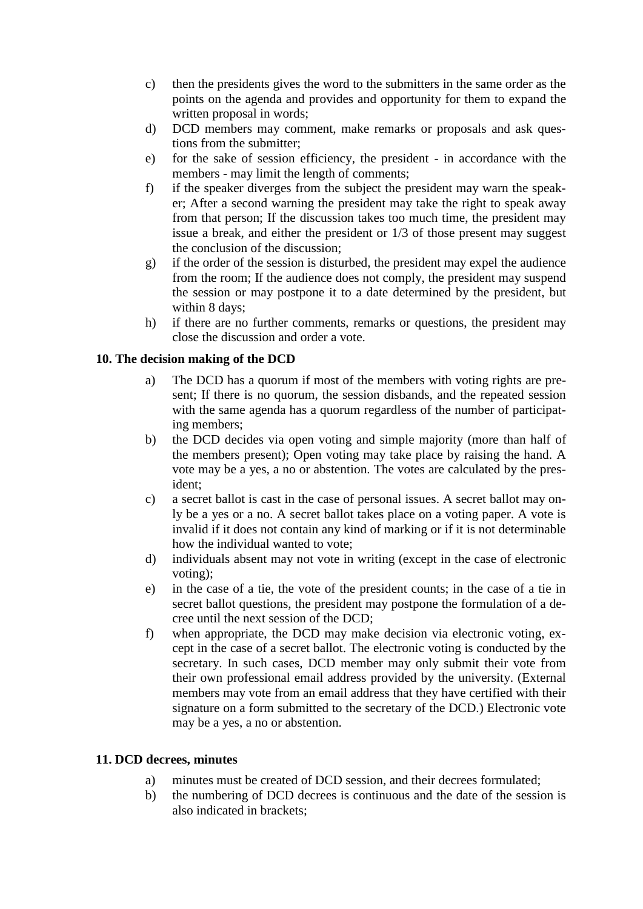c) then the presidents gives the word to the submitters in the same order as the points on the agenda and provides and opportunity for them to expand the written proposal in words;
d) DCD members may comment, make remarks or proposals and ask questions from the submitter;
e) for the sake of session efficiency, the president - in accordance with the members - may limit the length of comments;
f) if the speaker diverges from the subject the president may warn the speaker; After a second warning the president may take the right to speak away from that person; If the discussion takes too much time, the president may issue a break, and either the president or 1/3 of those present may suggest the conclusion of the discussion;
g) if the order of the session is disturbed, the president may expel the audience from the room; If the audience does not comply, the president may suspend the session or may postpone it to a date determined by the president, but within 8 days;
h) if there are no further comments, remarks or questions, the president may close the discussion and order a vote.

**10. The decision making of the DCD**

a) The DCD has a quorum if most of the members with voting rights are present; If there is no quorum, the session disbands, and the repeated session with the same agenda has a quorum regardless of the number of participating members;
b) the DCD decides via open voting and simple majority (more than half of the members present); Open voting may take place by raising the hand. A vote may be a yes, a no or abstention. The votes are calculated by the president;
c) a secret ballot is cast in the case of personal issues. A secret ballot may only be a yes or a no. A secret ballot takes place on a voting paper. A vote is invalid if it does not contain any kind of marking or if it is not determinable how the individual wanted to vote;
d) individuals absent may not vote in writing (except in the case of electronic voting);
e) in the case of a tie, the vote of the president counts; in the case of a tie in secret ballot questions, the president may postpone the formulation of a decree until the next session of the DCD;
f) when appropriate, the DCD may make decision via electronic voting, except in the case of a secret ballot. The electronic voting is conducted by the secretary. In such cases, DCD member may only submit their vote from their own professional email address provided by the university. (External members may vote from an email address that they have certified with their signature on a form submitted to the secretary of the DCD.) Electronic vote may be a yes, a no or abstention.

**11. DCD decrees, minutes**

a) minutes must be created of DCD session, and their decrees formulated;
b) the numbering of DCD decrees is continuous and the date of the session is also indicated in brackets;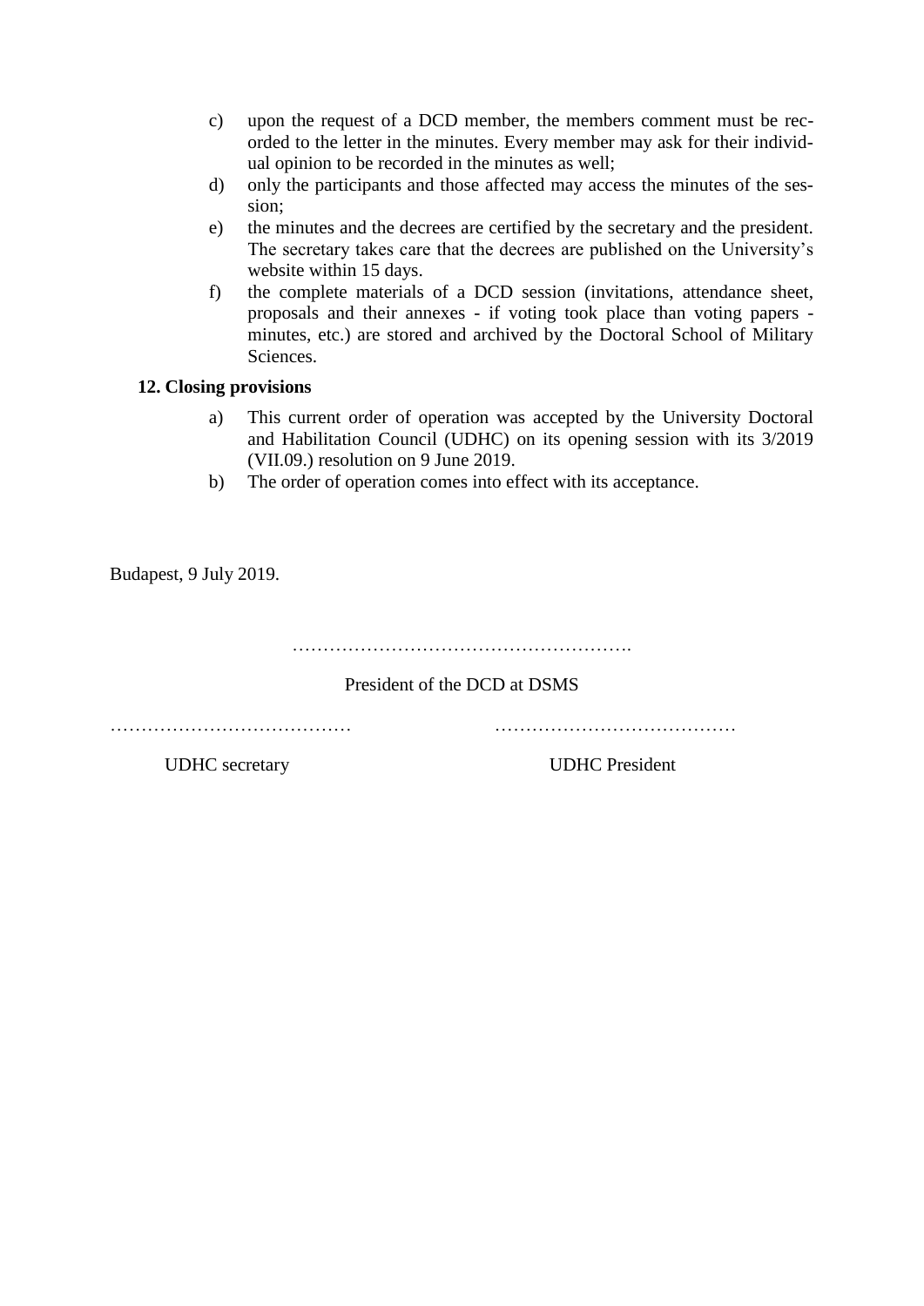c) upon the request of a DCD member, the members comment must be recorded to the letter in the minutes. Every member may ask for their individual opinion to be recorded in the minutes as well;
d) only the participants and those affected may access the minutes of the session;
e) the minutes and the decrees are certified by the secretary and the president. The secretary takes care that the decrees are published on the University's website within 15 days.
f) the complete materials of a DCD session (invitations, attendance sheet, proposals and their annexes - if voting took place than voting papers - minutes, etc.) are stored and archived by the Doctoral School of Military Sciences.

**12. Closing provisions**

a) This current order of operation was accepted by the University Doctoral and Habilitation Council (UDHC) on its opening session with its 3/2019 (VII.09.) resolution on 9 June 2019.
b) The order of operation comes into effect with its acceptance.

Budapest, 9 July 2019.

……………………………………………….

President of the DCD at DSMS

…………………………………  …………………………………

UDHC secretary  UDHC President